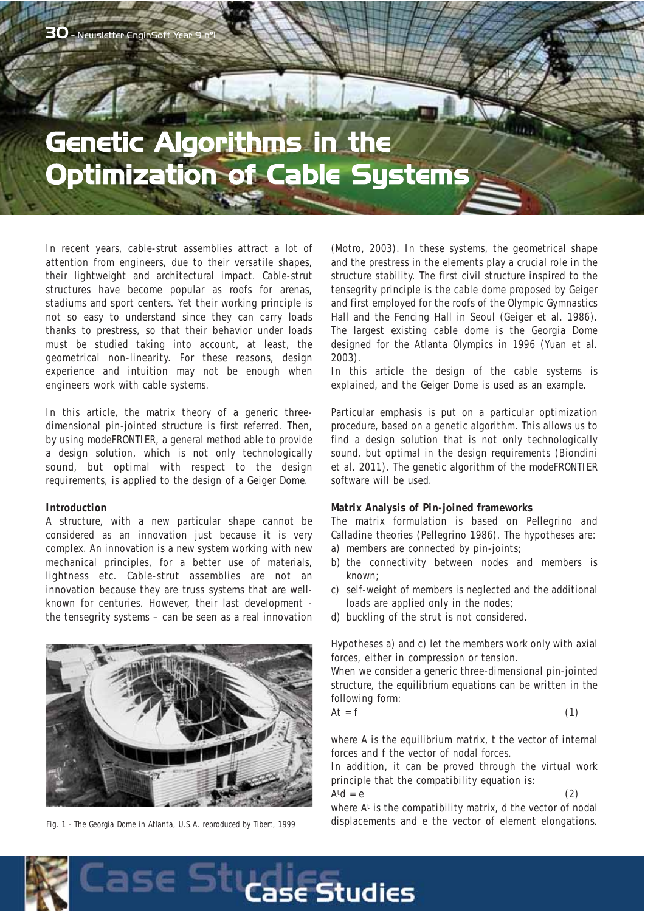# Genetic Algorithms in the Optimization of Cable Systems

In recent years, cable-strut assemblies attract a lot of attention from engineers, due to their versatile shapes, their lightweight and architectural impact. Cable-strut structures have become popular as roofs for arenas, stadiums and sport centers. Yet their working principle is not so easy to understand since they can carry loads thanks to prestress, so that their behavior under loads must be studied taking into account, at least, the geometrical non-linearity. For these reasons, design experience and intuition may not be enough when engineers work with cable systems.

In this article, the matrix theory of a generic three-dimensional pin-jointed structure is first referred. Then, by using modeFRONTIER, a general method able to provide a design solution, which is not only technologically sound, but optimal with respect to the design requirements, is applied to the design of a Geiger Dome.

**Introduction**

A structure, with a new particular shape cannot be considered as an innovation just because it is very complex. An innovation is a new system working with new mechanical principles, for a better use of materials, lightness etc. Cable-strut assemblies are not an innovation because they are truss systems that are well-known for centuries. However, their last development - the tensegrity systems – can be seen as a real innovation (Motro, 2003). In these systems, the geometrical shape and the prestress in the elements play a crucial role in the structure stability. The first civil structure inspired to the tensegrity principle is the cable dome proposed by Geiger and first employed for the roofs of the Olympic Gymnastics Hall and the Fencing Hall in Seoul (Geiger et al. 1986). The largest existing cable dome is the Georgia Dome designed for the Atlanta Olympics in 1996 (Yuan et al. 2003).

Fig. 1 - The Georgia Dome in Atlanta, U.S.A. reproduced by Tibert, 1999

In this article the design of the cable systems is explained, and the Geiger Dome is used as an example.

Particular emphasis is put on a particular optimization procedure, based on a genetic algorithm. This allows us to find a design solution that is not only technologically sound, but optimal in the design requirements (Biondini et al. 2011). The genetic algorithm of the modeFRONTIER software will be used.

**Matrix Analysis of Pin-joined frameworks**

The matrix formulation is based on Pellegrino and Calladine theories (Pellegrino 1986). The hypotheses are:

a) members are connected by pin-joints;
b) the connectivity between nodes and members is known;
c) self-weight of members is neglected and the additional loads are applied only in the nodes;
d) buckling of the strut is not considered.

Hypotheses a) and c) let the members work only with axial forces, either in compression or tension.

When we consider a generic three-dimensional pin-jointed structure, the equilibrium equations can be written in the following form:

$$At = f \tag{1}$$

where A is the equilibrium matrix, t the vector of internal forces and f the vector of nodal forces.

In addition, it can be proved through the virtual work principle that the compatibility equation is:

$$A^t d = e \tag{2}$$

where $A^t$ is the compatibility matrix, d the vector of nodal displacements and e the vector of element elongations.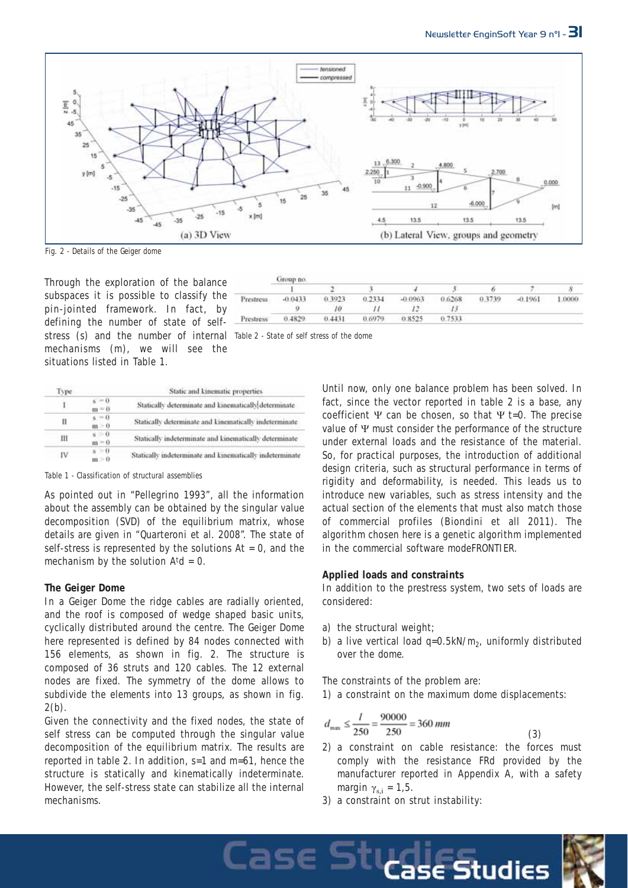Fig. 2 - Details of the Geiger dome

Through the exploration of the balance subspaces it is possible to classify the pin-jointed framework. In fact, by defining the number of state of self-stress (s) and the number of internal mechanisms (m), we will see the situations listed in Table 1.

| Group no. | 1 | 2 | 3 | 4 | 5 | 6 | 7 | 8 |
|---|---|---|---|---|---|---|---|---|
| Prestress | -0.0433 | 0.3923 | 0.2334 | -0.0963 | 0.6268 | 0.3739 | -0.1961 | 1.0000 |
| | 9 | 10 | 11 | 12 | 13 | | | |
| Prestress | 0.4829 | 0.4431 | 0.6979 | 0.8525 | 0.7533 | | | |

Table 2 - State of self stress of the dome

| Type | | Static and kinematic properties |
|---|---|---|
| I | s = 0, m = 0 | Statically determinate and kinematically determinate |
| II | s = 0, m > 0 | Statically determinate and kinematically indeterminate |
| III | s > 0, m = 0 | Statically indeterminate and kinematically determinate |
| IV | s > 0, m > 0 | Statically indeterminate and kinematically indeterminate |

Table 1 - Classification of structural assemblies

As pointed out in "Pellegrino 1993", all the information about the assembly can be obtained by the singular value decomposition (SVD) of the equilibrium matrix, whose details are given in "Quarteroni et al. 2008". The state of self-stress is represented by the solutions At = 0, and the mechanism by the solution $A^t d = 0$.

**The Geiger Dome**

In a Geiger Dome the ridge cables are radially oriented, and the roof is composed of wedge shaped basic units, cyclically distributed around the centre. The Geiger Dome here represented is defined by 84 nodes connected with 156 elements, as shown in fig. 2. The structure is composed of 36 struts and 120 cables. The 12 external nodes are fixed. The symmetry of the dome allows to subdivide the elements into 13 groups, as shown in fig. 2(b).

Given the connectivity and the fixed nodes, the state of self stress can be computed through the singular value decomposition of the equilibrium matrix. The results are reported in table 2. In addition, s=1 and m=61, hence the structure is statically and kinematically indeterminate. However, the self-stress state can stabilize all the internal mechanisms.

Until now, only one balance problem has been solved. In fact, since the vector reported in table 2 is a base, any coefficient $\Psi$ can be chosen, so that $\Psi$ t=0. The precise value of $\Psi$ must consider the performance of the structure under external loads and the resistance of the material. So, for practical purposes, the introduction of additional design criteria, such as structural performance in terms of rigidity and deformability, is needed. This leads us to introduce new variables, such as stress intensity and the actual section of the elements that must also match those of commercial profiles (Biondini et all 2011). The algorithm chosen here is a genetic algorithm implemented in the commercial software modeFRONTIER.

**Applied loads and constraints**

In addition to the prestress system, two sets of loads are considered:

a) the structural weight;
b) a live vertical load $q=0.5kN/m_2$, uniformly distributed over the dome.

The constraints of the problem are:

1) a constraint on the maximum dome displacements:

$$d_{max} \leq \frac{l}{250} = \frac{90000}{250} = 360\ mm \qquad (3)$$

2) a constraint on cable resistance: the forces must comply with the resistance FRd provided by the manufacturer reported in Appendix A, with a safety margin $\gamma_{s,i} = 1,5$.
3) a constraint on strut instability: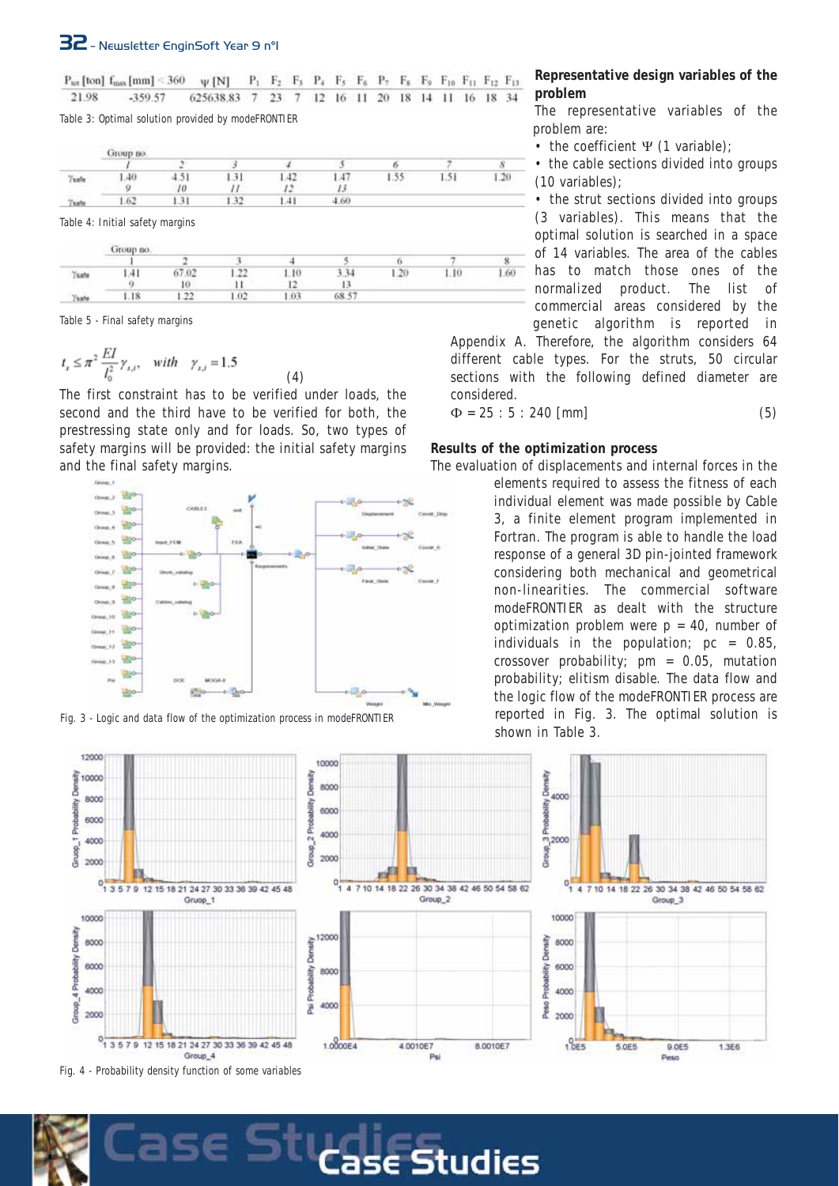| $P_{tot}$ [ton] | $f_{max}$ [mm] < 360 | $\psi$ [N] | $P_1$ | $F_2$ | $F_3$ | $P_4$ | $F_5$ | $F_6$ | $P_7$ | $F_8$ | $F_9$ | $F_{10}$ | $F_{11}$ | $F_{12}$ | $F_{13}$ |
|---|---|---|---|---|---|---|---|---|---|---|---|---|---|---|---|
| 21.98 | -359.57 | 625638.83 | 7 | 23 | 7 | 12 | 16 | 11 | 20 | 18 | 14 | 11 | 16 | 18 | 34 |

Table 3: Optimal solution provided by modeFRONTIER

| | Group no. | | | | | | | |
|---|---|---|---|---|---|---|---|---|
| | 1 | 2 | 3 | 4 | 5 | 6 | 7 | 8 |
| $\gamma_{safe}$ | 1.40 | 4.51 | 1.31 | 1.42 | 1.47 | 1.55 | 1.51 | 1.20 |
| | 9 | 10 | 11 | 12 | 13 | | | |
| $\gamma_{safe}$ | 1.62 | 1.31 | 1.32 | 1.41 | 4.60 | | | |

Table 4: Initial safety margins

| | Group no. | | | | | | | |
|---|---|---|---|---|---|---|---|---|
| | 1 | 2 | 3 | 4 | 5 | 6 | 7 | 8 |
| $\gamma_{safe}$ | 1.41 | 67.02 | 1.22 | 1.10 | 3.34 | 1.20 | 1.10 | 1.60 |
| | 9 | 10 | 11 | 12 | 13 | | | |
| $\gamma_{safe}$ | 1.18 | 1.22 | 1.02 | 1.03 | 68.57 | | | |

Table 5 - Final safety margins

$$t_s \leq \pi^2 \frac{EI}{l_0^2} \gamma_{s,i}, \quad with \quad \gamma_{s,i} = 1.5 \qquad (4)$$

The first constraint has to be verified under loads, the second and the third have to be verified for both, the prestressing state only and for loads. So, two types of safety margins will be provided: the initial safety margins and the final safety margins.

Fig. 3 - Logic and data flow of the optimization process in modeFRONTIER

**Representative design variables of the problem**

The representative variables of the problem are:

- the coefficient $\Psi$ (1 variable);
- the cable sections divided into groups (10 variables);
- the strut sections divided into groups (3 variables). This means that the optimal solution is searched in a space of 14 variables. The area of the cables has to match those ones of the normalized product. The list of commercial areas considered by the genetic algorithm is reported in Appendix A. Therefore, the algorithm considers 64 different cable types. For the struts, 50 circular sections with the following defined diameter are considered.

$$\Phi = 25 : 5 : 240 \text{ [mm]} \qquad (5)$$

**Results of the optimization process**

The evaluation of displacements and internal forces in the elements required to assess the fitness of each individual element was made possible by Cable 3, a finite element program implemented in Fortran. The program is able to handle the load response of a general 3D pin-jointed framework considering both mechanical and geometrical non-linearities. The commercial software modeFRONTIER as dealt with the structure optimization problem were p = 40, number of individuals in the population; pc = 0.85, crossover probability; pm = 0.05, mutation probability; elitism disable. The data flow and the logic flow of the modeFRONTIER process are reported in Fig. 3. The optimal solution is shown in Table 3.

Fig. 4 - Probability density function of some variables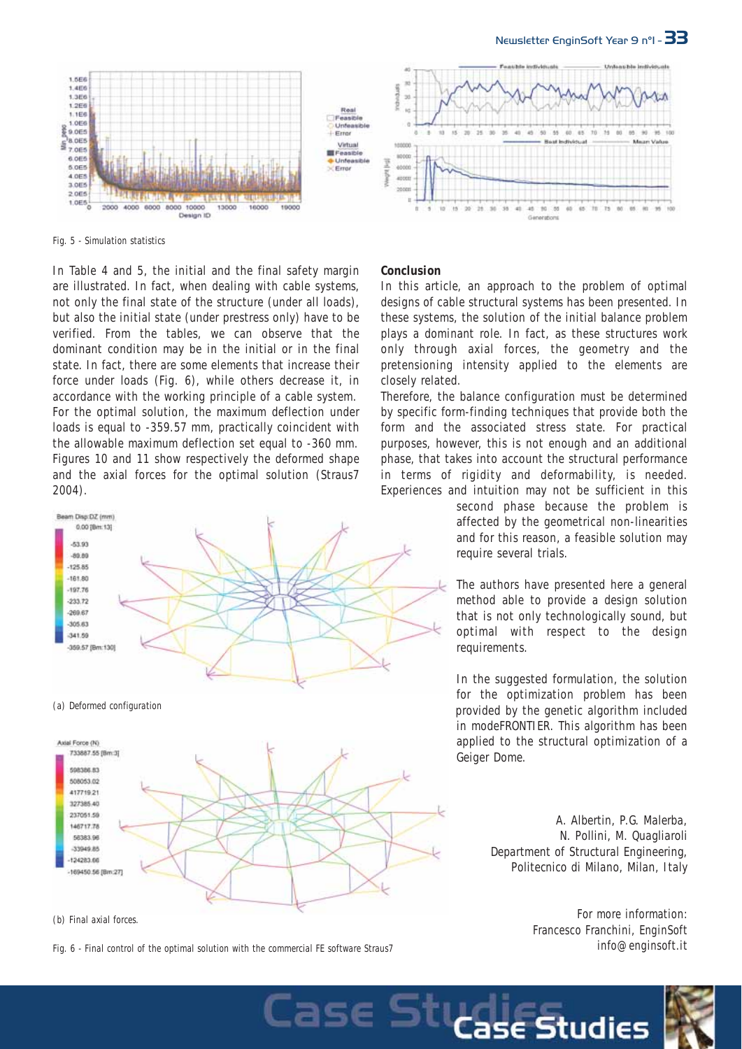Min_peso
1.5E6
1.4E6
1.3E6
1.2E6
1.1E6
1.0E6
9.0E5
8.0E5
7.0E5
6.0E5
5.0E5
4.0E5
3.0E5
2.0E5
1.0E5
0 2000 4000 6000 8000 10000 13000 16000 19000
Design ID

Real
Feasible
Unfeasible
Error
Virtual
Feasible
Unfeasible
Error

Feasible individuals
Unfeasible individuals
Individuals
Best Individual
Mean Value
Weight [kg]
Generations

Fig. 5 - Simulation statistics

In Table 4 and 5, the initial and the final safety margin are illustrated. In fact, when dealing with cable systems, not only the final state of the structure (under all loads), but also the initial state (under prestress only) have to be verified. From the tables, we can observe that the dominant condition may be in the initial or in the final state. In fact, there are some elements that increase their force under loads (Fig. 6), while others decrease it, in accordance with the working principle of a cable system.
For the optimal solution, the maximum deflection under loads is equal to -359.57 mm, practically coincident with the allowable maximum deflection set equal to -360 mm.
Figures 10 and 11 show respectively the deformed shape and the axial forces for the optimal solution (Straus7 2004).

Beam Disp:DZ (mm)
0.00 [Bm:13]
-53.93
-89.89
-125.85
-161.80
-197.76
-233.72
-269.67
-305.63
-341.59
-359.57 [Bm:130]

(a) Deformed configuration

Axial Force (N)
733887.55 [Bm:3]
598386.83
508053.02
417719.21
327385.40
237051.59
146717.78
56383.96
-33949.85
-124283.66
-169450.56 [Bm:27]

(b) Final axial forces.

Fig. 6 - Final control of the optimal solution with the commercial FE software Straus7

**Conclusion**

In this article, an approach to the problem of optimal designs of cable structural systems has been presented. In these systems, the solution of the initial balance problem plays a dominant role. In fact, as these structures work only through axial forces, the geometry and the pretensioning intensity applied to the elements are closely related.
Therefore, the balance configuration must be determined by specific form-finding techniques that provide both the form and the associated stress state. For practical purposes, however, this is not enough and an additional phase, that takes into account the structural performance in terms of rigidity and deformability, is needed. Experiences and intuition may not be sufficient in this second phase because the problem is affected by the geometrical non-linearities and for this reason, a feasible solution may require several trials.

The authors have presented here a general method able to provide a design solution that is not only technologically sound, but optimal with respect to the design requirements.

In the suggested formulation, the solution for the optimization problem has been provided by the genetic algorithm included in modeFRONTIER. This algorithm has been applied to the structural optimization of a Geiger Dome.

A. Albertin, P.G. Malerba,
N. Pollini, M. Quagliaroli
Department of Structural Engineering,
Politecnico di Milano, Milan, Italy

For more information:
Francesco Franchini, EnginSoft
info@enginsoft.it